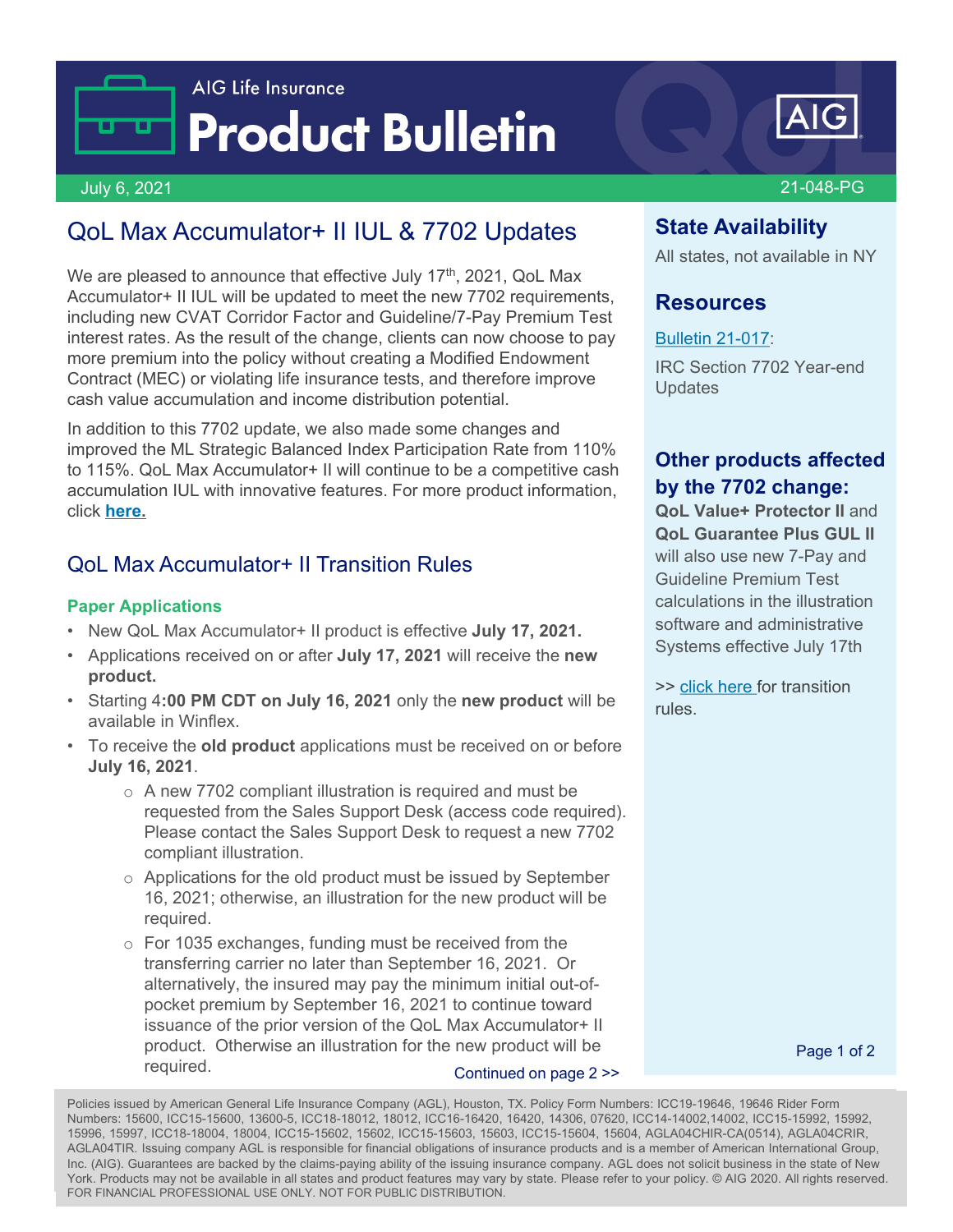AIG Life Insurance

# Product Bulletin

July 6, 2021 21-048-PG

## QoL Max Accumulator+ II IUL & 7702 Updates

We are pleased to announce that effective July 17th, 2021, QoL Max Accumulator+ II IUL will be updated to meet the new 7702 requirements, including new CVAT Corridor Factor and Guideline/7-Pay Premium Test interest rates. As the result of the change, clients can now choose to pay more premium into the policy without creating a Modified Endowment Contract (MEC) or violating life insurance tests, and therefore improve cash value accumulation and income distribution potential.

In addition to this 7702 update, we also made some changes and improved the ML Strategic Balanced Index Participation Rate from 110% to 115%. QoL Max Accumulator+ II will continue to be a competitive cash accumulation IUL with innovative features. For more product information, click **here.**

## QoL Max Accumulator+ II Transition Rules

### Paper Applications

- New QoL Max Accumulator+ II product is effective **July 17, 2021.**
- Applications received on or after **July 17, 2021** will receive the **new product.**
- Starting 4**:00 PM CDT on July 16, 2021** only the **new product** will be available in Winflex.
- To receive the **old product** applications must be received on or before **July 16, 2021**.
  - A new 7702 compliant illustration is required and must be requested from the Sales Support Desk (access code required). Please contact the Sales Support Desk to request a new 7702 compliant illustration.
  - Applications for the old product must be issued by September 16, 2021; otherwise, an illustration for the new product will be required.
  - For 1035 exchanges, funding must be received from the transferring carrier no later than September 16, 2021. Or alternatively, the insured may pay the minimum initial out-of-pocket premium by September 16, 2021 to continue toward issuance of the prior version of the QoL Max Accumulator+ II product. Otherwise an illustration for the new product will be required.

Continued on page 2 >>

## State Availability

All states, not available in NY

## Resources

Bulletin 21-017:

IRC Section 7702 Year-end Updates

## Other products affected by the 7702 change:

**QoL Value+ Protector II** and **QoL Guarantee Plus GUL II** will also use new 7-Pay and Guideline Premium Test calculations in the illustration software and administrative Systems effective July 17th

>> click here for transition rules.

Policies issued by American General Life Insurance Company (AGL), Houston, TX. Policy Form Numbers: ICC19-19646, 19646 Rider Form Numbers: 15600, ICC15-15600, 13600-5, ICC18-18012, 18012, ICC16-16420, 16420, 14306, 07620, ICC14-14002,14002, ICC15-15992, 15992, 15996, 15997, ICC18-18004, 18004, ICC15-15602, 15602, ICC15-15603, 15603, ICC15-15604, 15604, AGLA04CHIR-CA(0514), AGLA04CRIR, AGLA04TIR. Issuing company AGL is responsible for financial obligations of insurance products and is a member of American International Group, Inc. (AIG). Guarantees are backed by the claims-paying ability of the issuing insurance company. AGL does not solicit business in the state of New York. Products may not be available in all states and product features may vary by state. Please refer to your policy. © AIG 2020. All rights reserved. FOR FINANCIAL PROFESSIONAL USE ONLY. NOT FOR PUBLIC DISTRIBUTION.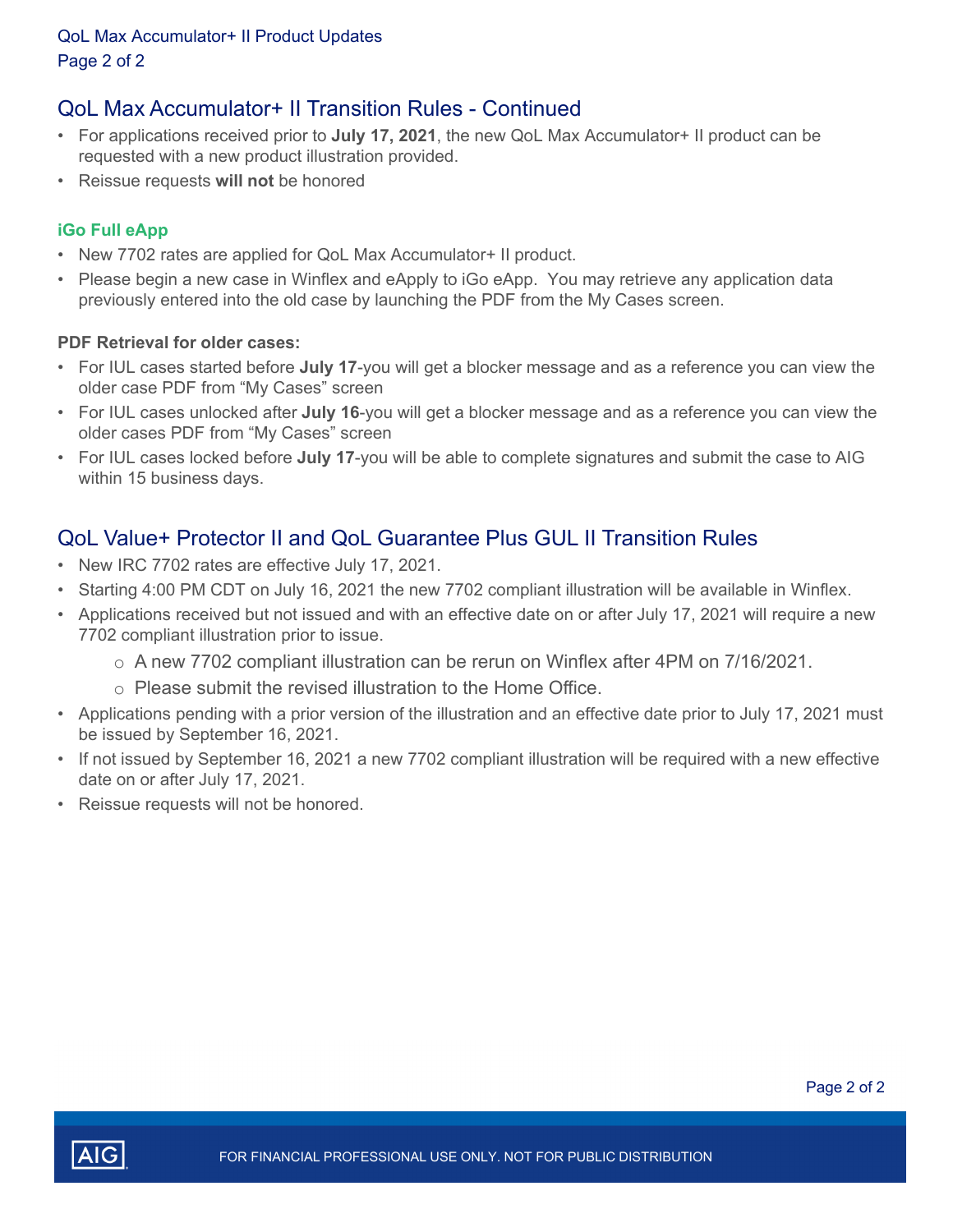## QoL Max Accumulator+ II Transition Rules - Continued

- For applications received prior to **July 17, 2021**, the new QoL Max Accumulator+ II product can be requested with a new product illustration provided.
- Reissue requests **will not** be honored

### iGo Full eApp

- New 7702 rates are applied for QoL Max Accumulator+ II product.
- Please begin a new case in Winflex and eApply to iGo eApp. You may retrieve any application data previously entered into the old case by launching the PDF from the My Cases screen.

**PDF Retrieval for older cases:**

- For IUL cases started before **July 17**-you will get a blocker message and as a reference you can view the older case PDF from "My Cases" screen
- For IUL cases unlocked after **July 16**-you will get a blocker message and as a reference you can view the older cases PDF from "My Cases" screen
- For IUL cases locked before **July 17**-you will be able to complete signatures and submit the case to AIG within 15 business days.

## QoL Value+ Protector II and QoL Guarantee Plus GUL II Transition Rules

- New IRC 7702 rates are effective July 17, 2021.
- Starting 4:00 PM CDT on July 16, 2021 the new 7702 compliant illustration will be available in Winflex.
- Applications received but not issued and with an effective date on or after July 17, 2021 will require a new 7702 compliant illustration prior to issue.
  - A new 7702 compliant illustration can be rerun on Winflex after 4PM on 7/16/2021.
  - Please submit the revised illustration to the Home Office.
- Applications pending with a prior version of the illustration and an effective date prior to July 17, 2021 must be issued by September 16, 2021.
- If not issued by September 16, 2021 a new 7702 compliant illustration will be required with a new effective date on or after July 17, 2021.
- Reissue requests will not be honored.

FOR FINANCIAL PROFESSIONAL USE ONLY. NOT FOR PUBLIC DISTRIBUTION